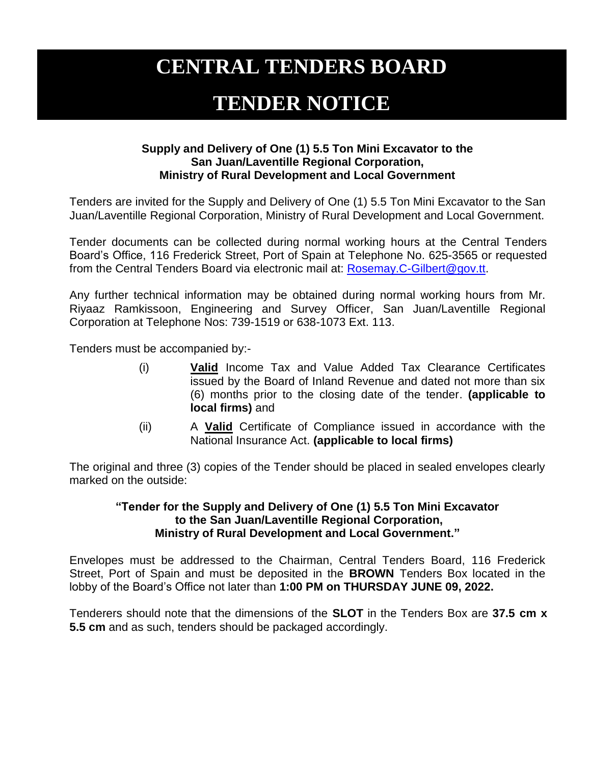# CENTRAL TENDERS BOARD

# TENDER NOTICE

**Supply and Delivery of One (1) 5.5 Ton Mini Excavator to the San Juan/Laventille Regional Corporation, Ministry of Rural Development and Local Government**

Tenders are invited for the Supply and Delivery of One (1) 5.5 Ton Mini Excavator to the San Juan/Laventille Regional Corporation, Ministry of Rural Development and Local Government.

Tender documents can be collected during normal working hours at the Central Tenders Board's Office, 116 Frederick Street, Port of Spain at Telephone No. 625-3565 or requested from the Central Tenders Board via electronic mail at: Rosemay.C-Gilbert@gov.tt.

Any further technical information may be obtained during normal working hours from Mr. Riyaaz Ramkissoon, Engineering and Survey Officer, San Juan/Laventille Regional Corporation at Telephone Nos: 739-1519 or 638-1073 Ext. 113.

Tenders must be accompanied by:-

(i) **Valid** Income Tax and Value Added Tax Clearance Certificates issued by the Board of Inland Revenue and dated not more than six (6) months prior to the closing date of the tender. **(applicable to local firms)** and

(ii) A **Valid** Certificate of Compliance issued in accordance with the National Insurance Act. **(applicable to local firms)**

The original and three (3) copies of the Tender should be placed in sealed envelopes clearly marked on the outside:

**"Tender for the Supply and Delivery of One (1) 5.5 Ton Mini Excavator to the San Juan/Laventille Regional Corporation, Ministry of Rural Development and Local Government."**

Envelopes must be addressed to the Chairman, Central Tenders Board, 116 Frederick Street, Port of Spain and must be deposited in the **BROWN** Tenders Box located in the lobby of the Board's Office not later than **1:00 PM on THURSDAY JUNE 09, 2022.**

Tenderers should note that the dimensions of the **SLOT** in the Tenders Box are **37.5 cm x 5.5 cm** and as such, tenders should be packaged accordingly.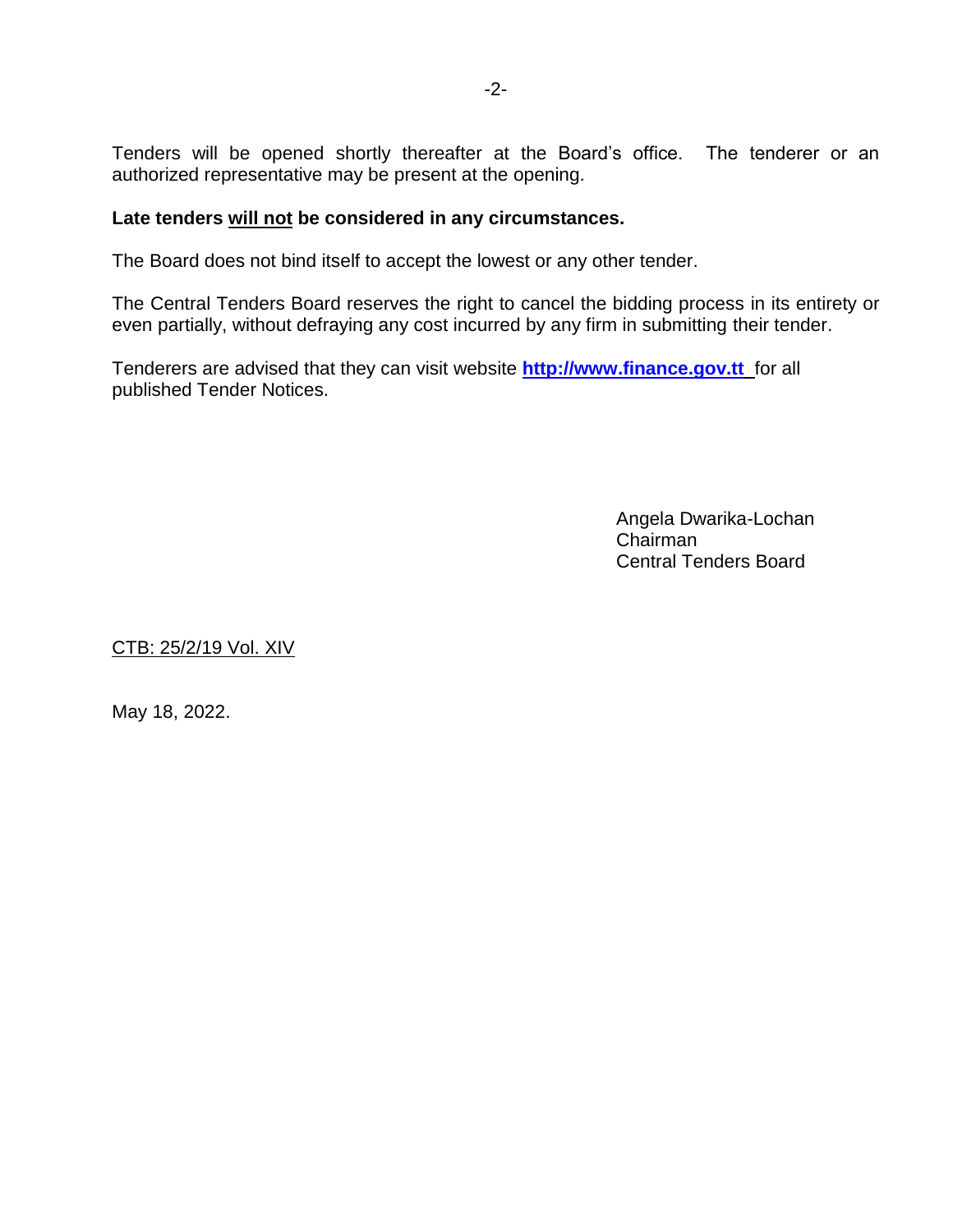Tenders will be opened shortly thereafter at the Board's office. The tenderer or an authorized representative may be present at the opening.

**Late tenders will not be considered in any circumstances.**

The Board does not bind itself to accept the lowest or any other tender.

The Central Tenders Board reserves the right to cancel the bidding process in its entirety or even partially, without defraying any cost incurred by any firm in submitting their tender.

Tenderers are advised that they can visit website **http://www.finance.gov.tt** for all published Tender Notices.

Angela Dwarika-Lochan
Chairman
Central Tenders Board

CTB: 25/2/19 Vol. XIV

May 18, 2022.